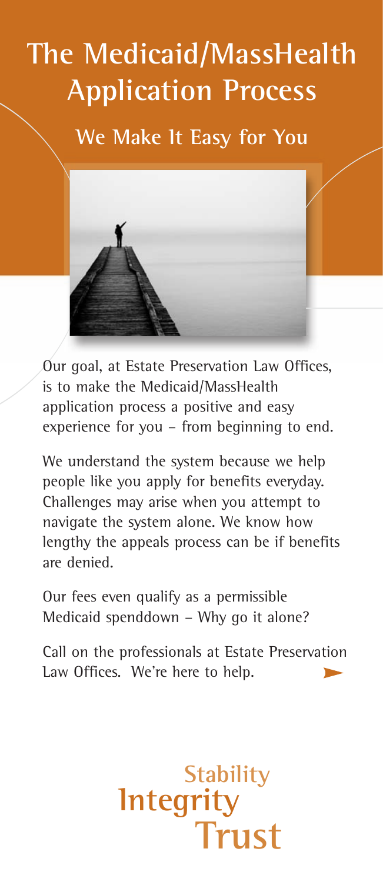# The Medicaid/MassHealth Application Process

## We Make It Easy for You

Our goal, at Estate Preservation Law Offices, is to make the Medicaid/MassHealth application process a positive and easy experience for you – from beginning to end.

We understand the system because we help people like you apply for benefits everyday. Challenges may arise when you attempt to navigate the system alone. We know how lengthy the appeals process can be if benefits are denied.

Our fees even qualify as a permissible Medicaid spenddown – Why go it alone?

Call on the professionals at Estate Preservation Law Offices. We're here to help.

Stability
Integrity
Trust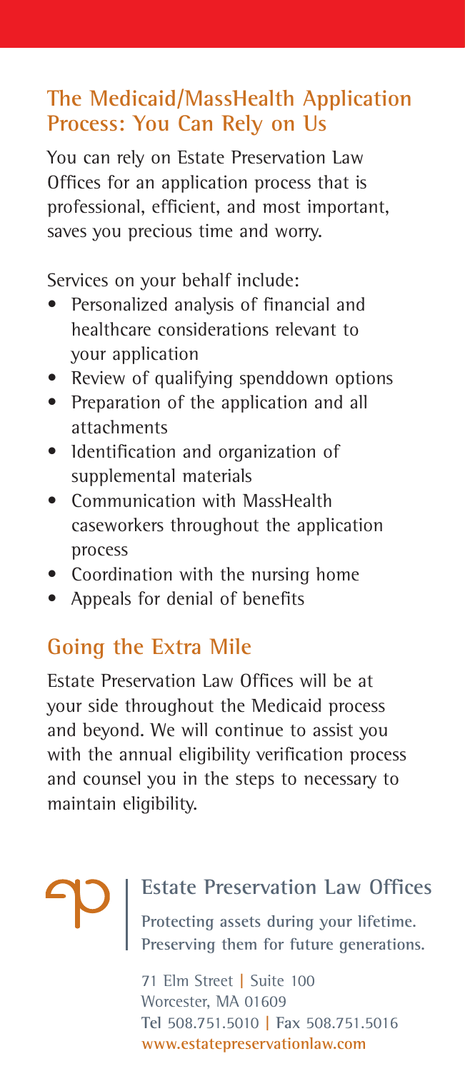## The Medicaid/MassHealth Application Process: You Can Rely on Us

You can rely on Estate Preservation Law Offices for an application process that is professional, efficient, and most important, saves you precious time and worry.

Services on your behalf include:

- Personalized analysis of financial and healthcare considerations relevant to your application
- Review of qualifying spenddown options
- Preparation of the application and all attachments
- Identification and organization of supplemental materials
- Communication with MassHealth caseworkers throughout the application process
- Coordination with the nursing home
- Appeals for denial of benefits

## Going the Extra Mile

Estate Preservation Law Offices will be at your side throughout the Medicaid process and beyond. We will continue to assist you with the annual eligibility verification process and counsel you in the steps to necessary to maintain eligibility.

**Estate Preservation Law Offices**

**Protecting assets during your lifetime.**
**Preserving them for future generations.**

71 Elm Street | Suite 100
Worcester, MA 01609
**Tel** 508.751.5010 | **Fax** 508.751.5016
**www.estatepreservationlaw.com**